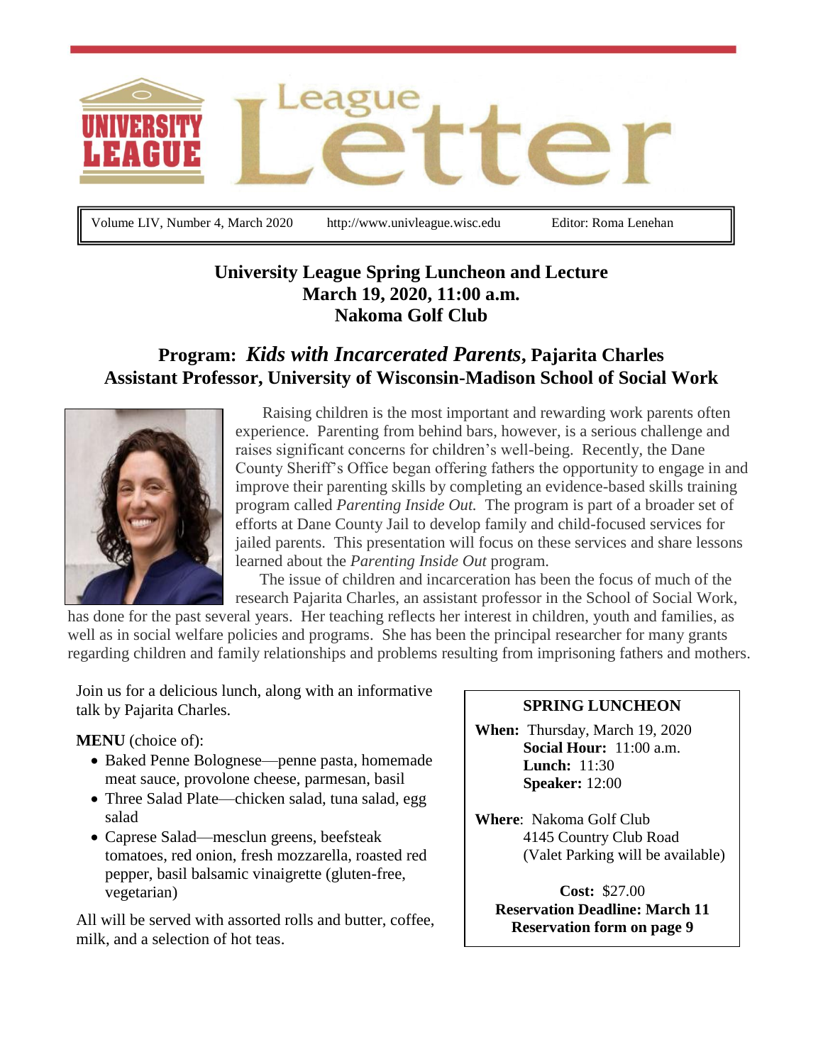# University League Letter

Volume LIV, Number 4, March 2020 | http://www.univleague.wisc.edu | Editor: Roma Lenehan

## University League Spring Luncheon and Lecture
## March 19, 2020, 11:00 a.m.
## Nakoma Golf Club

### Program: *Kids with Incarcerated Parents*, Pajarita Charles
### Assistant Professor, University of Wisconsin-Madison School of Social Work

Raising children is the most important and rewarding work parents often experience. Parenting from behind bars, however, is a serious challenge and raises significant concerns for children's well-being. Recently, the Dane County Sheriff's Office began offering fathers the opportunity to engage in and improve their parenting skills by completing an evidence-based skills training program called *Parenting Inside Out.* The program is part of a broader set of efforts at Dane County Jail to develop family and child-focused services for jailed parents. This presentation will focus on these services and share lessons learned about the *Parenting Inside Out* program.

The issue of children and incarceration has been the focus of much of the research Pajarita Charles, an assistant professor in the School of Social Work, has done for the past several years. Her teaching reflects her interest in children, youth and families, as well as in social welfare policies and programs. She has been the principal researcher for many grants regarding children and family relationships and problems resulting from imprisoning fathers and mothers.

Join us for a delicious lunch, along with an informative talk by Pajarita Charles.

**MENU** (choice of):

- Baked Penne Bolognese—penne pasta, homemade meat sauce, provolone cheese, parmesan, basil
- Three Salad Plate—chicken salad, tuna salad, egg salad
- Caprese Salad—mesclun greens, beefsteak tomatoes, red onion, fresh mozzarella, roasted red pepper, basil balsamic vinaigrette (gluten-free, vegetarian)

All will be served with assorted rolls and butter, coffee, milk, and a selection of hot teas.

**SPRING LUNCHEON**

**When:** Thursday, March 19, 2020
**Social Hour:** 11:00 a.m.
**Lunch:** 11:30
**Speaker:** 12:00

**Where**: Nakoma Golf Club
4145 Country Club Road
(Valet Parking will be available)

**Cost:** $27.00
**Reservation Deadline: March 11**
**Reservation form on page 9**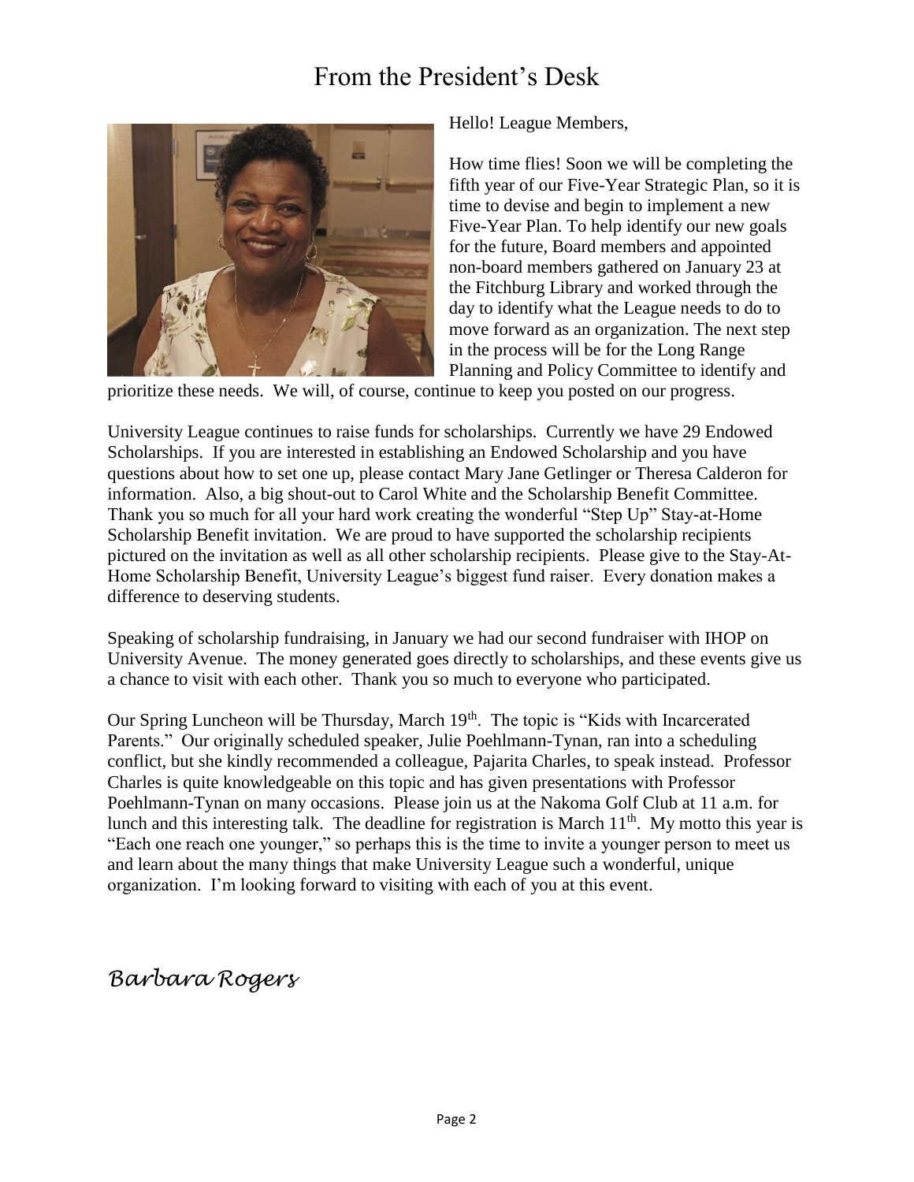# From the President's Desk

Hello! League Members,

How time flies! Soon we will be completing the fifth year of our Five-Year Strategic Plan, so it is time to devise and begin to implement a new Five-Year Plan. To help identify our new goals for the future, Board members and appointed non-board members gathered on January 23 at the Fitchburg Library and worked through the day to identify what the League needs to do to move forward as an organization. The next step in the process will be for the Long Range Planning and Policy Committee to identify and prioritize these needs. We will, of course, continue to keep you posted on our progress.

University League continues to raise funds for scholarships. Currently we have 29 Endowed Scholarships. If you are interested in establishing an Endowed Scholarship and you have questions about how to set one up, please contact Mary Jane Getlinger or Theresa Calderon for information. Also, a big shout-out to Carol White and the Scholarship Benefit Committee. Thank you so much for all your hard work creating the wonderful "Step Up" Stay-at-Home Scholarship Benefit invitation. We are proud to have supported the scholarship recipients pictured on the invitation as well as all other scholarship recipients. Please give to the Stay-At-Home Scholarship Benefit, University League's biggest fund raiser. Every donation makes a difference to deserving students.

Speaking of scholarship fundraising, in January we had our second fundraiser with IHOP on University Avenue. The money generated goes directly to scholarships, and these events give us a chance to visit with each other. Thank you so much to everyone who participated.

Our Spring Luncheon will be Thursday, March 19th. The topic is "Kids with Incarcerated Parents." Our originally scheduled speaker, Julie Poehlmann-Tynan, ran into a scheduling conflict, but she kindly recommended a colleague, Pajarita Charles, to speak instead. Professor Charles is quite knowledgeable on this topic and has given presentations with Professor Poehlmann-Tynan on many occasions. Please join us at the Nakoma Golf Club at 11 a.m. for lunch and this interesting talk. The deadline for registration is March 11th. My motto this year is "Each one reach one younger," so perhaps this is the time to invite a younger person to meet us and learn about the many things that make University League such a wonderful, unique organization. I'm looking forward to visiting with each of you at this event.

*Barbara Rogers*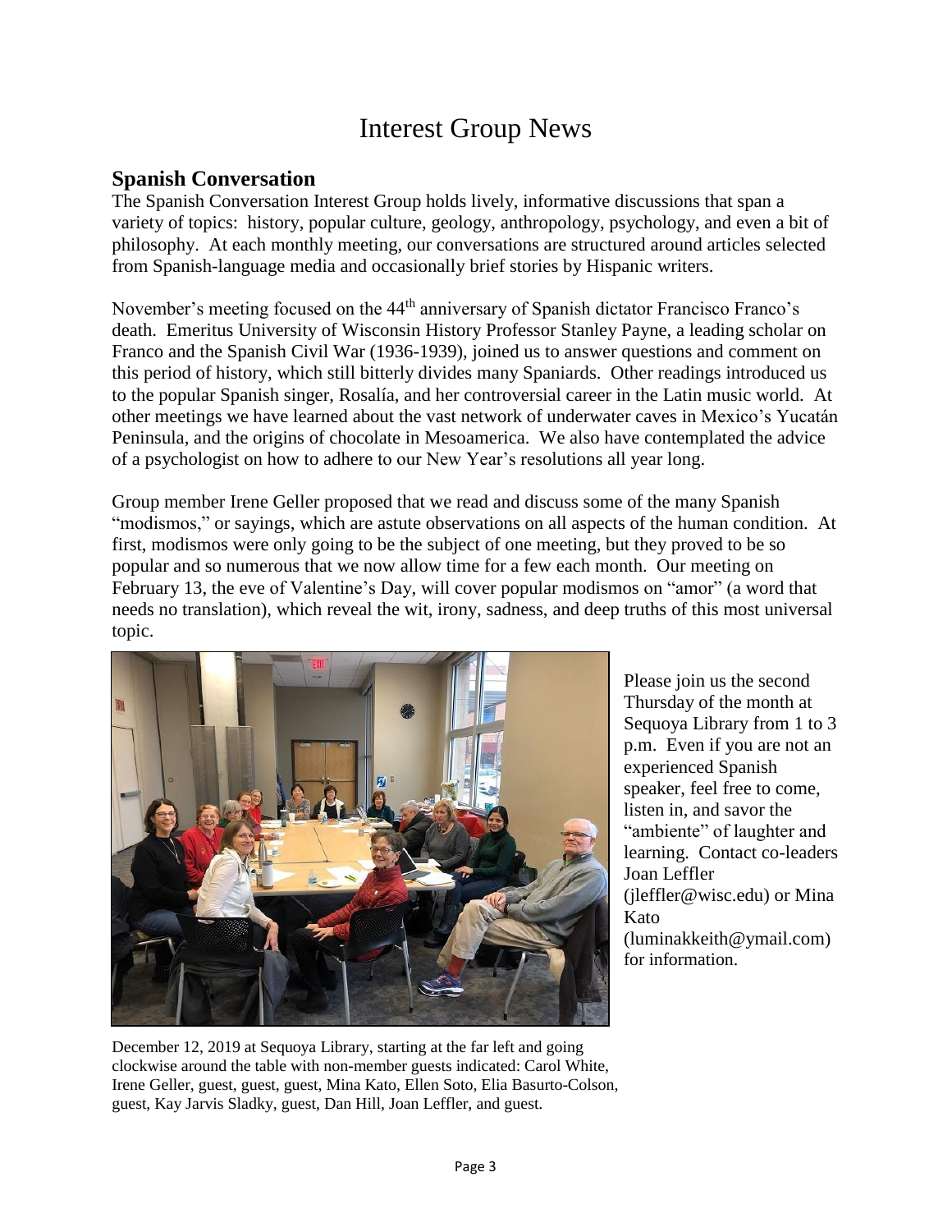# Interest Group News

## Spanish Conversation

The Spanish Conversation Interest Group holds lively, informative discussions that span a variety of topics: history, popular culture, geology, anthropology, psychology, and even a bit of philosophy. At each monthly meeting, our conversations are structured around articles selected from Spanish-language media and occasionally brief stories by Hispanic writers.

November's meeting focused on the 44th anniversary of Spanish dictator Francisco Franco's death. Emeritus University of Wisconsin History Professor Stanley Payne, a leading scholar on Franco and the Spanish Civil War (1936-1939), joined us to answer questions and comment on this period of history, which still bitterly divides many Spaniards. Other readings introduced us to the popular Spanish singer, Rosalía, and her controversial career in the Latin music world. At other meetings we have learned about the vast network of underwater caves in Mexico's Yucatán Peninsula, and the origins of chocolate in Mesoamerica. We also have contemplated the advice of a psychologist on how to adhere to our New Year's resolutions all year long.

Group member Irene Geller proposed that we read and discuss some of the many Spanish "modismos," or sayings, which are astute observations on all aspects of the human condition. At first, modismos were only going to be the subject of one meeting, but they proved to be so popular and so numerous that we now allow time for a few each month. Our meeting on February 13, the eve of Valentine's Day, will cover popular modismos on "amor" (a word that needs no translation), which reveal the wit, irony, sadness, and deep truths of this most universal topic.

December 12, 2019 at Sequoya Library, starting at the far left and going clockwise around the table with non-member guests indicated: Carol White, Irene Geller, guest, guest, guest, Mina Kato, Ellen Soto, Elia Basurto-Colson, guest, Kay Jarvis Sladky, guest, Dan Hill, Joan Leffler, and guest.

Please join us the second Thursday of the month at Sequoya Library from 1 to 3 p.m. Even if you are not an experienced Spanish speaker, feel free to come, listen in, and savor the "ambiente" of laughter and learning. Contact co-leaders Joan Leffler (jleffler@wisc.edu) or Mina Kato (luminakkeith@ymail.com) for information.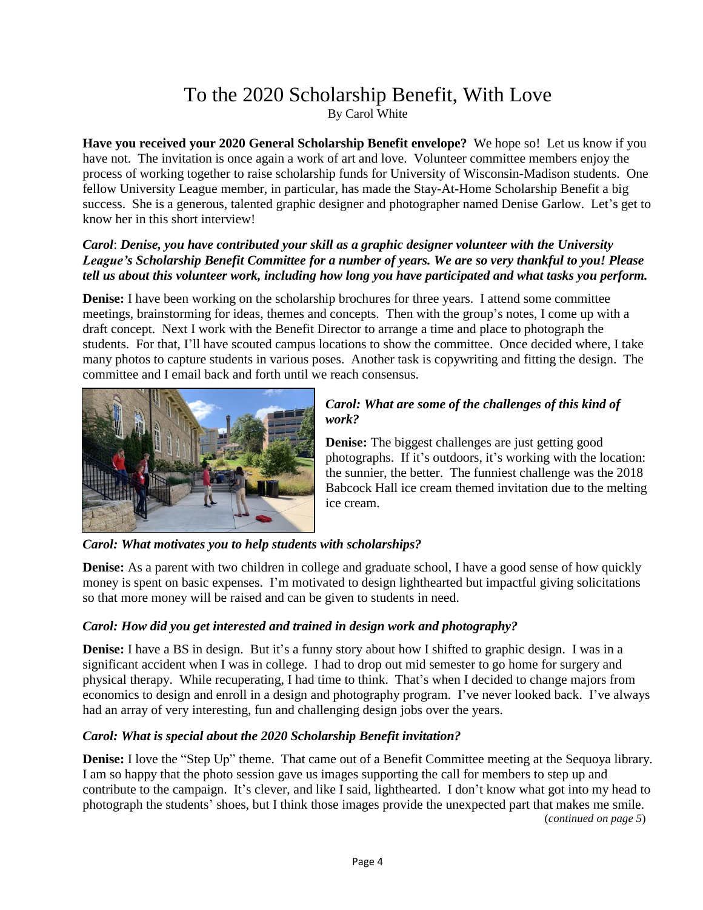# To the 2020 Scholarship Benefit, With Love

By Carol White

**Have you received your 2020 General Scholarship Benefit envelope?** We hope so! Let us know if you have not. The invitation is once again a work of art and love. Volunteer committee members enjoy the process of working together to raise scholarship funds for University of Wisconsin-Madison students. One fellow University League member, in particular, has made the Stay-At-Home Scholarship Benefit a big success. She is a generous, talented graphic designer and photographer named Denise Garlow. Let's get to know her in this short interview!

***Carol*: *Denise, you have contributed your skill as a graphic designer volunteer with the University League's Scholarship Benefit Committee for a number of years. We are so very thankful to you! Please tell us about this volunteer work, including how long you have participated and what tasks you perform.***

**Denise:** I have been working on the scholarship brochures for three years. I attend some committee meetings, brainstorming for ideas, themes and concepts. Then with the group's notes, I come up with a draft concept. Next I work with the Benefit Director to arrange a time and place to photograph the students. For that, I'll have scouted campus locations to show the committee. Once decided where, I take many photos to capture students in various poses. Another task is copywriting and fitting the design. The committee and I email back and forth until we reach consensus.

***Carol: What are some of the challenges of this kind of work?***

**Denise:** The biggest challenges are just getting good photographs. If it's outdoors, it's working with the location: the sunnier, the better. The funniest challenge was the 2018 Babcock Hall ice cream themed invitation due to the melting ice cream.

***Carol: What motivates you to help students with scholarships?***

**Denise:** As a parent with two children in college and graduate school, I have a good sense of how quickly money is spent on basic expenses. I'm motivated to design lighthearted but impactful giving solicitations so that more money will be raised and can be given to students in need.

***Carol: How did you get interested and trained in design work and photography?***

**Denise:** I have a BS in design. But it's a funny story about how I shifted to graphic design. I was in a significant accident when I was in college. I had to drop out mid semester to go home for surgery and physical therapy. While recuperating, I had time to think. That's when I decided to change majors from economics to design and enroll in a design and photography program. I've never looked back. I've always had an array of very interesting, fun and challenging design jobs over the years.

***Carol: What is special about the 2020 Scholarship Benefit invitation?***

**Denise:** I love the "Step Up" theme. That came out of a Benefit Committee meeting at the Sequoya library. I am so happy that the photo session gave us images supporting the call for members to step up and contribute to the campaign. It's clever, and like I said, lighthearted. I don't know what got into my head to photograph the students' shoes, but I think those images provide the unexpected part that makes me smile.

(*continued on page 5*)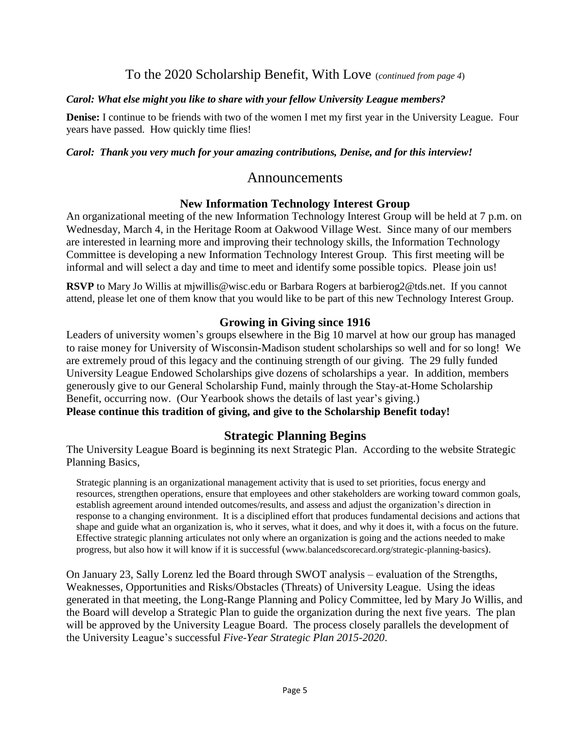## To the 2020 Scholarship Benefit, With Love (*continued from page 4*)

***Carol: What else might you like to share with your fellow University League members?***

**Denise:** I continue to be friends with two of the women I met my first year in the University League. Four years have passed. How quickly time flies!

***Carol: Thank you very much for your amazing contributions, Denise, and for this interview!***

# Announcements

### New Information Technology Interest Group

An organizational meeting of the new Information Technology Interest Group will be held at 7 p.m. on Wednesday, March 4, in the Heritage Room at Oakwood Village West. Since many of our members are interested in learning more and improving their technology skills, the Information Technology Committee is developing a new Information Technology Interest Group. This first meeting will be informal and will select a day and time to meet and identify some possible topics. Please join us!

**RSVP** to Mary Jo Willis at mjwillis@wisc.edu or Barbara Rogers at barbierog2@tds.net. If you cannot attend, please let one of them know that you would like to be part of this new Technology Interest Group.

### Growing in Giving since 1916

Leaders of university women's groups elsewhere in the Big 10 marvel at how our group has managed to raise money for University of Wisconsin-Madison student scholarships so well and for so long! We are extremely proud of this legacy and the continuing strength of our giving. The 29 fully funded University League Endowed Scholarships give dozens of scholarships a year. In addition, members generously give to our General Scholarship Fund, mainly through the Stay-at-Home Scholarship Benefit, occurring now. (Our Yearbook shows the details of last year's giving.)
**Please continue this tradition of giving, and give to the Scholarship Benefit today!**

### Strategic Planning Begins

The University League Board is beginning its next Strategic Plan. According to the website Strategic Planning Basics,

> Strategic planning is an organizational management activity that is used to set priorities, focus energy and resources, strengthen operations, ensure that employees and other stakeholders are working toward common goals, establish agreement around intended outcomes/results, and assess and adjust the organization's direction in response to a changing environment. It is a disciplined effort that produces fundamental decisions and actions that shape and guide what an organization is, who it serves, what it does, and why it does it, with a focus on the future. Effective strategic planning articulates not only where an organization is going and the actions needed to make progress, but also how it will know if it is successful (www.balancedscorecard.org/strategic-planning-basics).

On January 23, Sally Lorenz led the Board through SWOT analysis – evaluation of the Strengths, Weaknesses, Opportunities and Risks/Obstacles (Threats) of University League. Using the ideas generated in that meeting, the Long-Range Planning and Policy Committee, led by Mary Jo Willis, and the Board will develop a Strategic Plan to guide the organization during the next five years. The plan will be approved by the University League Board. The process closely parallels the development of the University League's successful *Five-Year Strategic Plan 2015-2020*.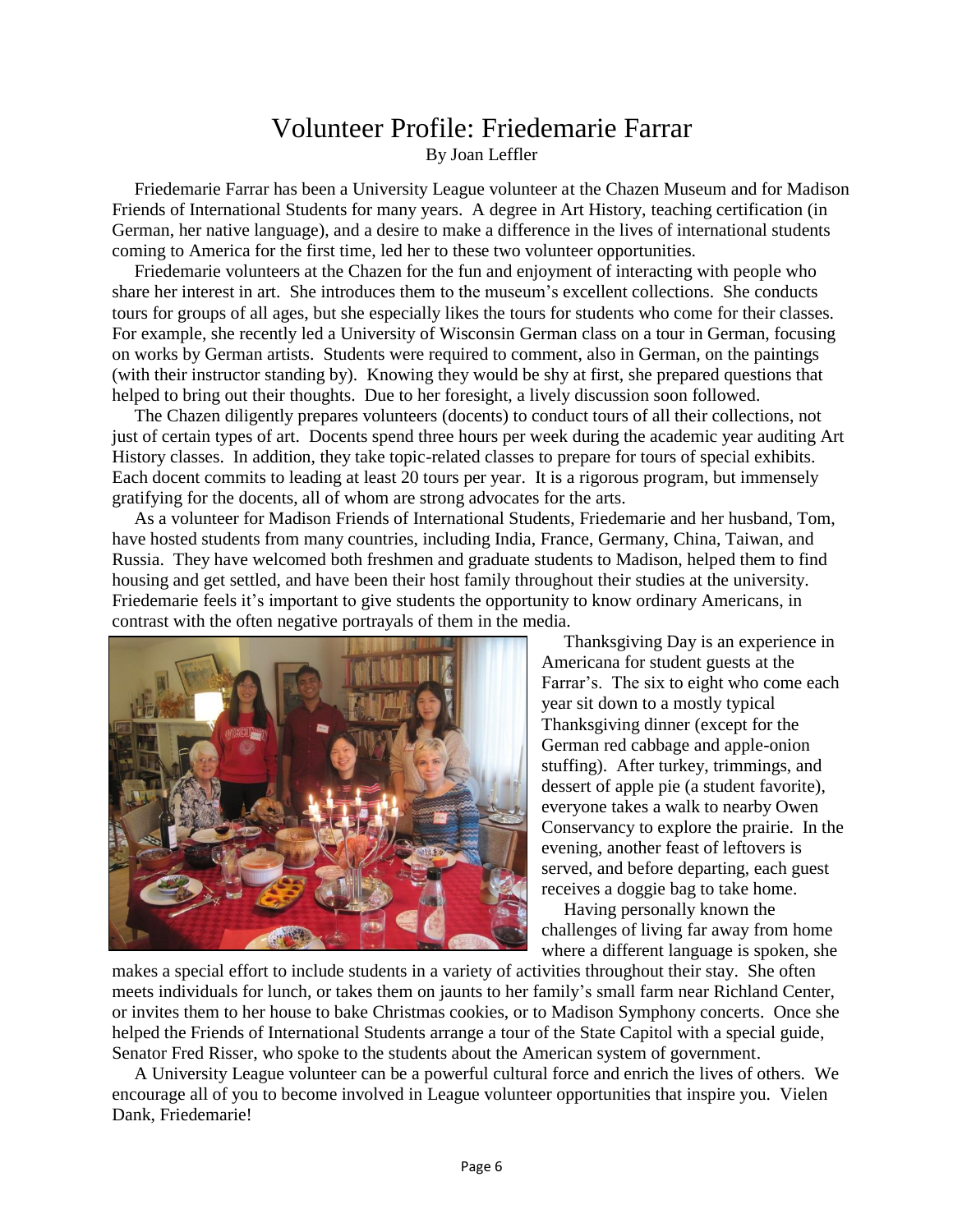# Volunteer Profile: Friedemarie Farrar

By Joan Leffler

Friedemarie Farrar has been a University League volunteer at the Chazen Museum and for Madison Friends of International Students for many years. A degree in Art History, teaching certification (in German, her native language), and a desire to make a difference in the lives of international students coming to America for the first time, led her to these two volunteer opportunities.

Friedemarie volunteers at the Chazen for the fun and enjoyment of interacting with people who share her interest in art. She introduces them to the museum's excellent collections. She conducts tours for groups of all ages, but she especially likes the tours for students who come for their classes. For example, she recently led a University of Wisconsin German class on a tour in German, focusing on works by German artists. Students were required to comment, also in German, on the paintings (with their instructor standing by). Knowing they would be shy at first, she prepared questions that helped to bring out their thoughts. Due to her foresight, a lively discussion soon followed.

The Chazen diligently prepares volunteers (docents) to conduct tours of all their collections, not just of certain types of art. Docents spend three hours per week during the academic year auditing Art History classes. In addition, they take topic-related classes to prepare for tours of special exhibits. Each docent commits to leading at least 20 tours per year. It is a rigorous program, but immensely gratifying for the docents, all of whom are strong advocates for the arts.

As a volunteer for Madison Friends of International Students, Friedemarie and her husband, Tom, have hosted students from many countries, including India, France, Germany, China, Taiwan, and Russia. They have welcomed both freshmen and graduate students to Madison, helped them to find housing and get settled, and have been their host family throughout their studies at the university. Friedemarie feels it's important to give students the opportunity to know ordinary Americans, in contrast with the often negative portrayals of them in the media.

Thanksgiving Day is an experience in Americana for student guests at the Farrar's. The six to eight who come each year sit down to a mostly typical Thanksgiving dinner (except for the German red cabbage and apple-onion stuffing). After turkey, trimmings, and dessert of apple pie (a student favorite), everyone takes a walk to nearby Owen Conservancy to explore the prairie. In the evening, another feast of leftovers is served, and before departing, each guest receives a doggie bag to take home.

Having personally known the challenges of living far away from home where a different language is spoken, she makes a special effort to include students in a variety of activities throughout their stay. She often meets individuals for lunch, or takes them on jaunts to her family's small farm near Richland Center, or invites them to her house to bake Christmas cookies, or to Madison Symphony concerts. Once she helped the Friends of International Students arrange a tour of the State Capitol with a special guide, Senator Fred Risser, who spoke to the students about the American system of government.

A University League volunteer can be a powerful cultural force and enrich the lives of others. We encourage all of you to become involved in League volunteer opportunities that inspire you. Vielen Dank, Friedemarie!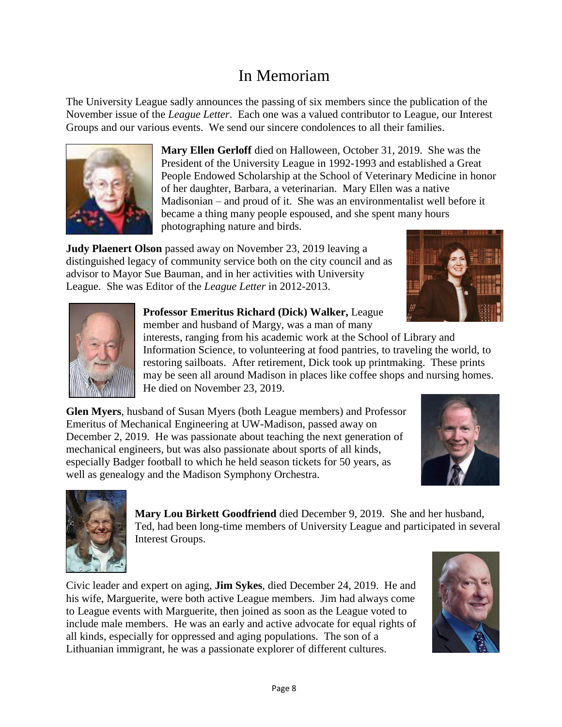# In Memoriam

The University League sadly announces the passing of six members since the publication of the November issue of the *League Letter*. Each one was a valued contributor to League, our Interest Groups and our various events. We send our sincere condolences to all their families.

**Mary Ellen Gerloff** died on Halloween, October 31, 2019. She was the President of the University League in 1992-1993 and established a Great People Endowed Scholarship at the School of Veterinary Medicine in honor of her daughter, Barbara, a veterinarian. Mary Ellen was a native Madisonian – and proud of it. She was an environmentalist well before it became a thing many people espoused, and she spent many hours photographing nature and birds.

**Judy Plaenert Olson** passed away on November 23, 2019 leaving a distinguished legacy of community service both on the city council and as advisor to Mayor Sue Bauman, and in her activities with University League. She was Editor of the *League Letter* in 2012-2013.

**Professor Emeritus Richard (Dick) Walker,** League member and husband of Margy, was a man of many interests, ranging from his academic work at the School of Library and Information Science, to volunteering at food pantries, to traveling the world, to restoring sailboats. After retirement, Dick took up printmaking. These prints may be seen all around Madison in places like coffee shops and nursing homes. He died on November 23, 2019.

**Glen Myers**, husband of Susan Myers (both League members) and Professor Emeritus of Mechanical Engineering at UW-Madison, passed away on December 2, 2019. He was passionate about teaching the next generation of mechanical engineers, but was also passionate about sports of all kinds, especially Badger football to which he held season tickets for 50 years, as well as genealogy and the Madison Symphony Orchestra.

**Mary Lou Birkett Goodfriend** died December 9, 2019. She and her husband, Ted, had been long-time members of University League and participated in several Interest Groups.

Civic leader and expert on aging, **Jim Sykes**, died December 24, 2019. He and his wife, Marguerite, were both active League members. Jim had always come to League events with Marguerite, then joined as soon as the League voted to include male members. He was an early and active advocate for equal rights of all kinds, especially for oppressed and aging populations. The son of a Lithuanian immigrant, he was a passionate explorer of different cultures.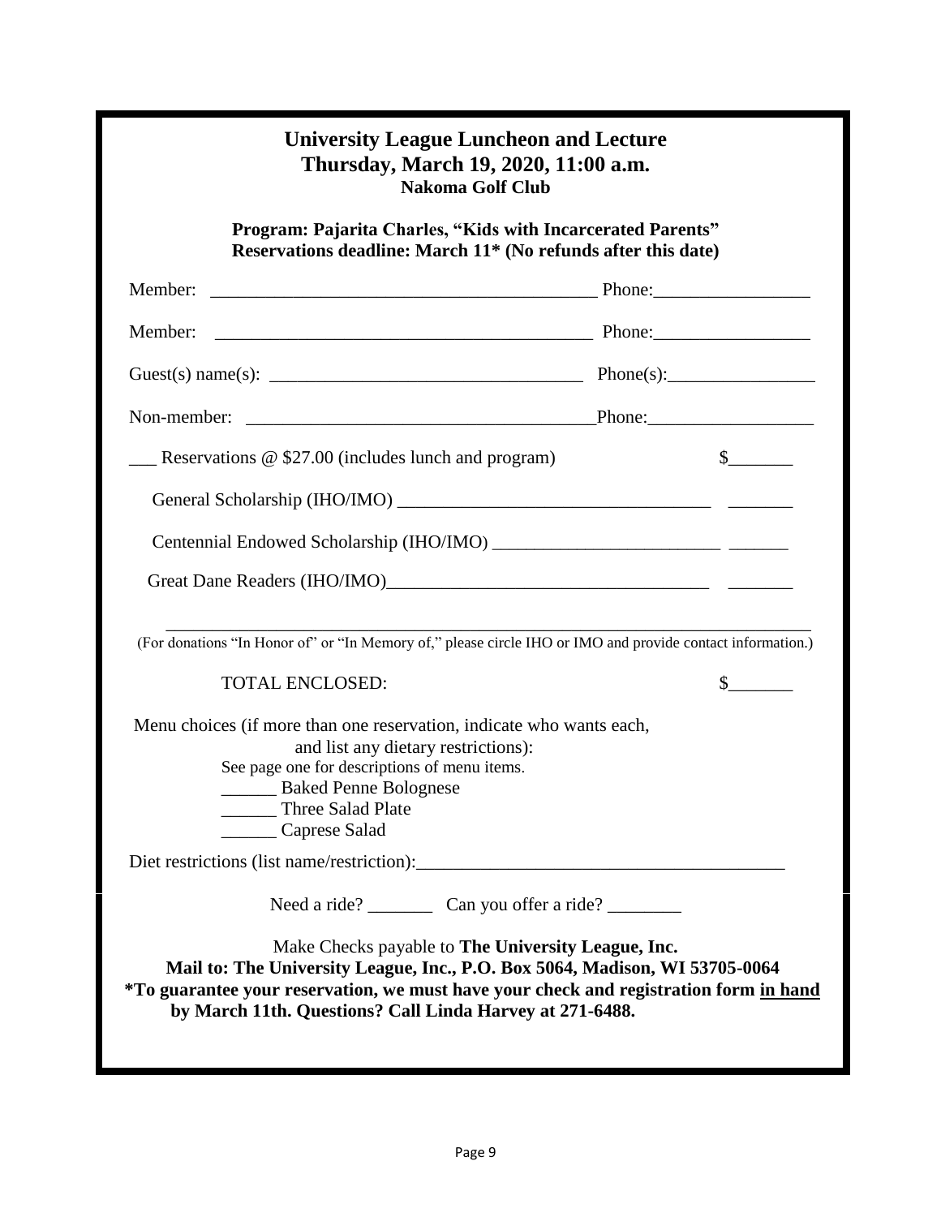## University League Luncheon and Lecture
## Thursday, March 19, 2020, 11:00 a.m.
### Nakoma Golf Club

**Program: Pajarita Charles, "Kids with Incarcerated Parents"**
**Reservations deadline: March 11* (No refunds after this date)**

Member: __________________________________________ Phone:_________________

Member: __________________________________________ Phone:_________________

Guest(s) name(s): __________________________________ Phone(s):________________

Non-member: ______________________________________Phone:__________________

___ Reservations @ $27.00 (includes lunch and program) $_______

General Scholarship (IHO/IMO) _________________________________ _______

Centennial Endowed Scholarship (IHO/IMO) ________________________ ______

Great Dane Readers (IHO/IMO)___________________________________ _______

___________________________________________________________________________

(For donations "In Honor of" or "In Memory of," please circle IHO or IMO and provide contact information.)

TOTAL ENCLOSED: $_______

Menu choices (if more than one reservation, indicate who wants each, and list any dietary restrictions):
See page one for descriptions of menu items.

______ Baked Penne Bolognese
______ Three Salad Plate
______ Caprese Salad

Diet restrictions (list name/restriction):_________________________________________

Need a ride? _______ Can you offer a ride? ________

Make Checks payable to **The University League, Inc.**
**Mail to: The University League, Inc., P.O. Box 5064, Madison, WI 53705-0064**
***To guarantee your reservation, we must have your check and registration form <u>in hand</u> by March 11th. Questions? Call Linda Harvey at 271-6488.**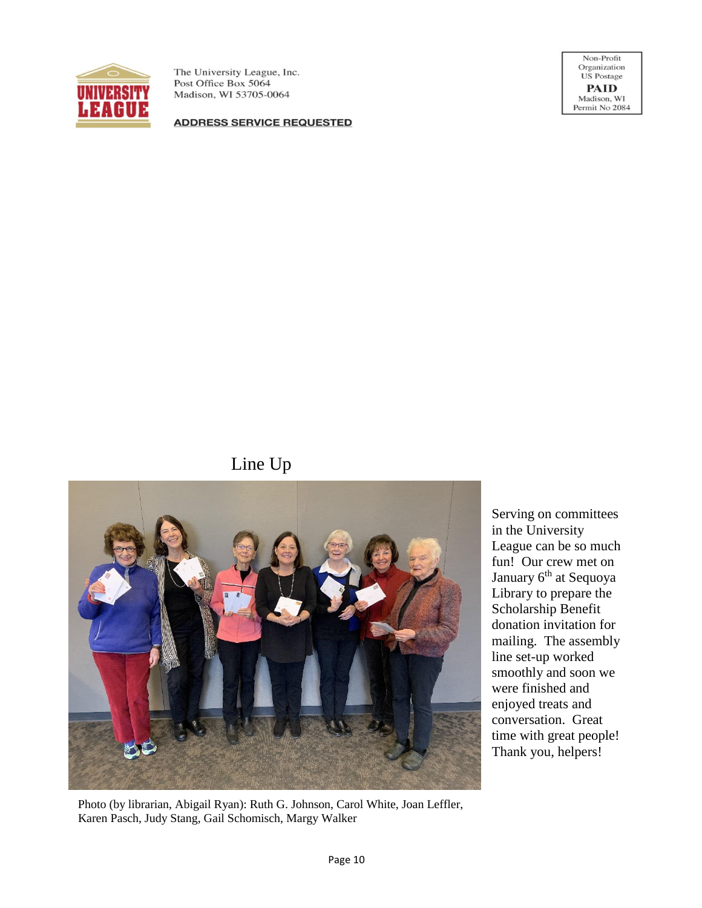The University League, Inc.
Post Office Box 5064
Madison, WI 53705-0064

**ADDRESS SERVICE REQUESTED**

Non-Profit
Organization
US Postage
**PAID**
Madison, WI
Permit No 2084

## Line Up

Serving on committees in the University League can be so much fun! Our crew met on January 6th at Sequoya Library to prepare the Scholarship Benefit donation invitation for mailing. The assembly line set-up worked smoothly and soon we were finished and enjoyed treats and conversation. Great time with great people! Thank you, helpers!

Photo (by librarian, Abigail Ryan): Ruth G. Johnson, Carol White, Joan Leffler, Karen Pasch, Judy Stang, Gail Schomisch, Margy Walker